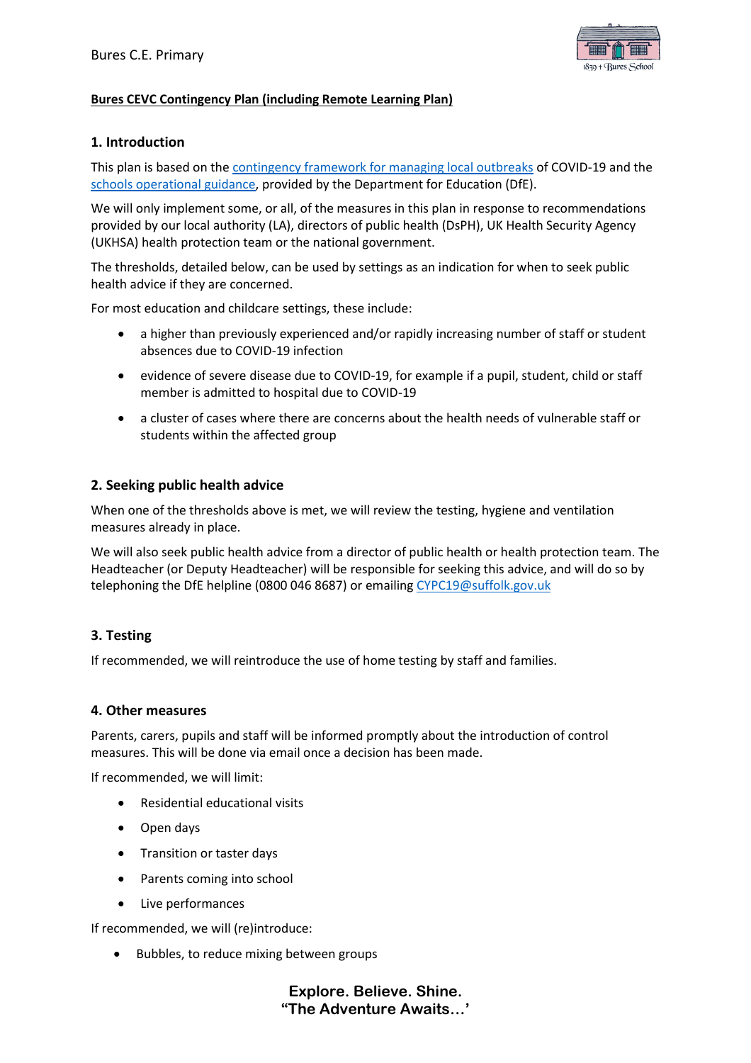**Bures CEVC Contingency Plan (including Remote Learning Plan)**

## 1. Introduction

This plan is based on the [contingency framework for managing local outbreaks]() of COVID-19 and the [schools operational guidance](), provided by the Department for Education (DfE).

We will only implement some, or all, of the measures in this plan in response to recommendations provided by our local authority (LA), directors of public health (DsPH), UK Health Security Agency (UKHSA) health protection team or the national government.

The thresholds, detailed below, can be used by settings as an indication for when to seek public health advice if they are concerned.

For most education and childcare settings, these include:

- a higher than previously experienced and/or rapidly increasing number of staff or student absences due to COVID-19 infection
- evidence of severe disease due to COVID-19, for example if a pupil, student, child or staff member is admitted to hospital due to COVID-19
- a cluster of cases where there are concerns about the health needs of vulnerable staff or students within the affected group

## 2. Seeking public health advice

When one of the thresholds above is met, we will review the testing, hygiene and ventilation measures already in place.

We will also seek public health advice from a director of public health or health protection team. The Headteacher (or Deputy Headteacher) will be responsible for seeking this advice, and will do so by telephoning the DfE helpline (0800 046 8687) or emailing CYPC19@suffolk.gov.uk

## 3. Testing

If recommended, we will reintroduce the use of home testing by staff and families.

## 4. Other measures

Parents, carers, pupils and staff will be informed promptly about the introduction of control measures. This will be done via email once a decision has been made.

If recommended, we will limit:

- Residential educational visits
- Open days
- Transition or taster days
- Parents coming into school
- Live performances

If recommended, we will (re)introduce:

- Bubbles, to reduce mixing between groups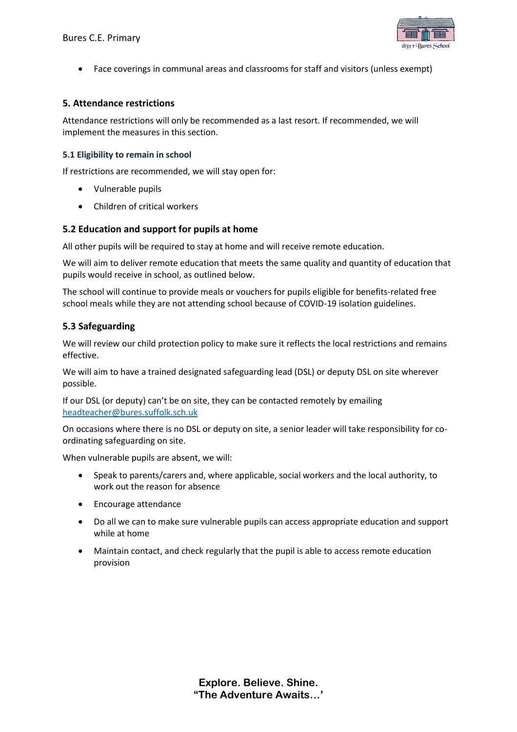- Face coverings in communal areas and classrooms for staff and visitors (unless exempt)

## 5. Attendance restrictions

Attendance restrictions will only be recommended as a last resort. If recommended, we will implement the measures in this section.

### 5.1 Eligibility to remain in school

If restrictions are recommended, we will stay open for:

- Vulnerable pupils
- Children of critical workers

### 5.2 Education and support for pupils at home

All other pupils will be required to stay at home and will receive remote education.

We will aim to deliver remote education that meets the same quality and quantity of education that pupils would receive in school, as outlined below.

The school will continue to provide meals or vouchers for pupils eligible for benefits-related free school meals while they are not attending school because of COVID-19 isolation guidelines.

### 5.3 Safeguarding

We will review our child protection policy to make sure it reflects the local restrictions and remains effective.

We will aim to have a trained designated safeguarding lead (DSL) or deputy DSL on site wherever possible.

If our DSL (or deputy) can't be on site, they can be contacted remotely by emailing [headteacher@bures.suffolk.sch.uk](mailto:headteacher@bures.suffolk.sch.uk)

On occasions where there is no DSL or deputy on site, a senior leader will take responsibility for co-ordinating safeguarding on site.

When vulnerable pupils are absent, we will:

- Speak to parents/carers and, where applicable, social workers and the local authority, to work out the reason for absence
- Encourage attendance
- Do all we can to make sure vulnerable pupils can access appropriate education and support while at home
- Maintain contact, and check regularly that the pupil is able to access remote education provision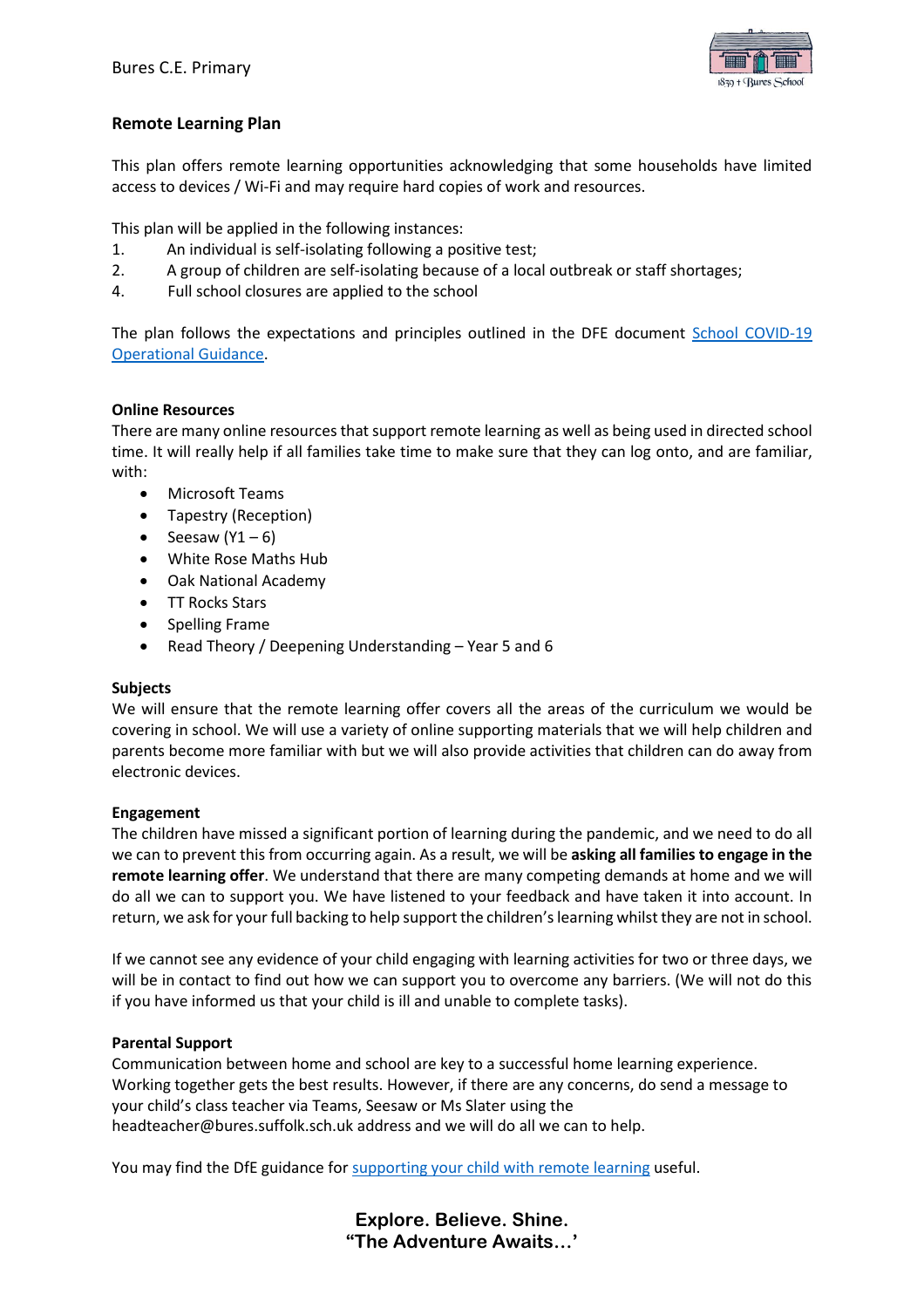## Remote Learning Plan

This plan offers remote learning opportunities acknowledging that some households have limited access to devices / Wi-Fi and may require hard copies of work and resources.

This plan will be applied in the following instances:

1. An individual is self-isolating following a positive test;
2. A group of children are self-isolating because of a local outbreak or staff shortages;
4. Full school closures are applied to the school

The plan follows the expectations and principles outlined in the DFE document [School COVID-19 Operational Guidance](School COVID-19 Operational Guidance).

### Online Resources

There are many online resources that support remote learning as well as being used in directed school time. It will really help if all families take time to make sure that they can log onto, and are familiar, with:

- Microsoft Teams
- Tapestry (Reception)
- Seesaw (Y1 – 6)
- White Rose Maths Hub
- Oak National Academy
- TT Rocks Stars
- Spelling Frame
- Read Theory / Deepening Understanding – Year 5 and 6

### Subjects

We will ensure that the remote learning offer covers all the areas of the curriculum we would be covering in school. We will use a variety of online supporting materials that we will help children and parents become more familiar with but we will also provide activities that children can do away from electronic devices.

### Engagement

The children have missed a significant portion of learning during the pandemic, and we need to do all we can to prevent this from occurring again. As a result, we will be **asking all families to engage in the remote learning offer**. We understand that there are many competing demands at home and we will do all we can to support you. We have listened to your feedback and have taken it into account. In return, we ask for your full backing to help support the children's learning whilst they are not in school.

If we cannot see any evidence of your child engaging with learning activities for two or three days, we will be in contact to find out how we can support you to overcome any barriers. (We will not do this if you have informed us that your child is ill and unable to complete tasks).

### Parental Support

Communication between home and school are key to a successful home learning experience. Working together gets the best results. However, if there are any concerns, do send a message to your child's class teacher via Teams, Seesaw or Ms Slater using the headteacher@bures.suffolk.sch.uk address and we will do all we can to help.

You may find the DfE guidance for [supporting your child with remote learning](supporting your child with remote learning) useful.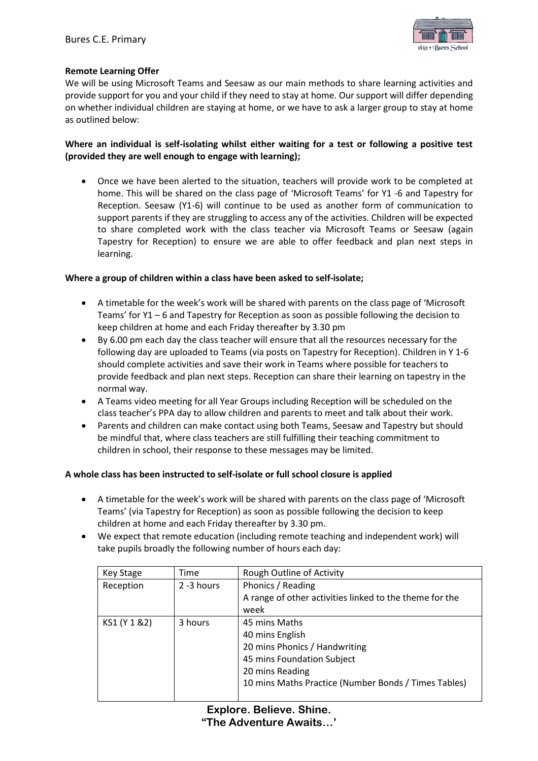**Remote Learning Offer**

We will be using Microsoft Teams and Seesaw as our main methods to share learning activities and provide support for you and your child if they need to stay at home. Our support will differ depending on whether individual children are staying at home, or we have to ask a larger group to stay at home as outlined below:

**Where an individual is self-isolating whilst either waiting for a test or following a positive test (provided they are well enough to engage with learning);**

- Once we have been alerted to the situation, teachers will provide work to be completed at home. This will be shared on the class page of 'Microsoft Teams' for Y1 -6 and Tapestry for Reception. Seesaw (Y1-6) will continue to be used as another form of communication to support parents if they are struggling to access any of the activities. Children will be expected to share completed work with the class teacher via Microsoft Teams or Seesaw (again Tapestry for Reception) to ensure we are able to offer feedback and plan next steps in learning.

**Where a group of children within a class have been asked to self-isolate;**

- A timetable for the week's work will be shared with parents on the class page of 'Microsoft Teams' for Y1 – 6 and Tapestry for Reception as soon as possible following the decision to keep children at home and each Friday thereafter by 3.30 pm
- By 6.00 pm each day the class teacher will ensure that all the resources necessary for the following day are uploaded to Teams (via posts on Tapestry for Reception). Children in Y 1-6 should complete activities and save their work in Teams where possible for teachers to provide feedback and plan next steps. Reception can share their learning on tapestry in the normal way.
- A Teams video meeting for all Year Groups including Reception will be scheduled on the class teacher's PPA day to allow children and parents to meet and talk about their work.
- Parents and children can make contact using both Teams, Seesaw and Tapestry but should be mindful that, where class teachers are still fulfilling their teaching commitment to children in school, their response to these messages may be limited.

**A whole class has been instructed to self-isolate or full school closure is applied**

- A timetable for the week's work will be shared with parents on the class page of 'Microsoft Teams' (via Tapestry for Reception) as soon as possible following the decision to keep children at home and each Friday thereafter by 3.30 pm.
- We expect that remote education (including remote teaching and independent work) will take pupils broadly the following number of hours each day:

| Key Stage | Time | Rough Outline of Activity |
|---|---|---|
| Reception | 2 -3 hours | Phonics / Reading<br>A range of other activities linked to the theme for the week |
| KS1 (Y 1 &2) | 3 hours | 45 mins Maths<br>40 mins English<br>20 mins Phonics / Handwriting<br>45 mins Foundation Subject<br>20 mins Reading<br>10 mins Maths Practice (Number Bonds / Times Tables) |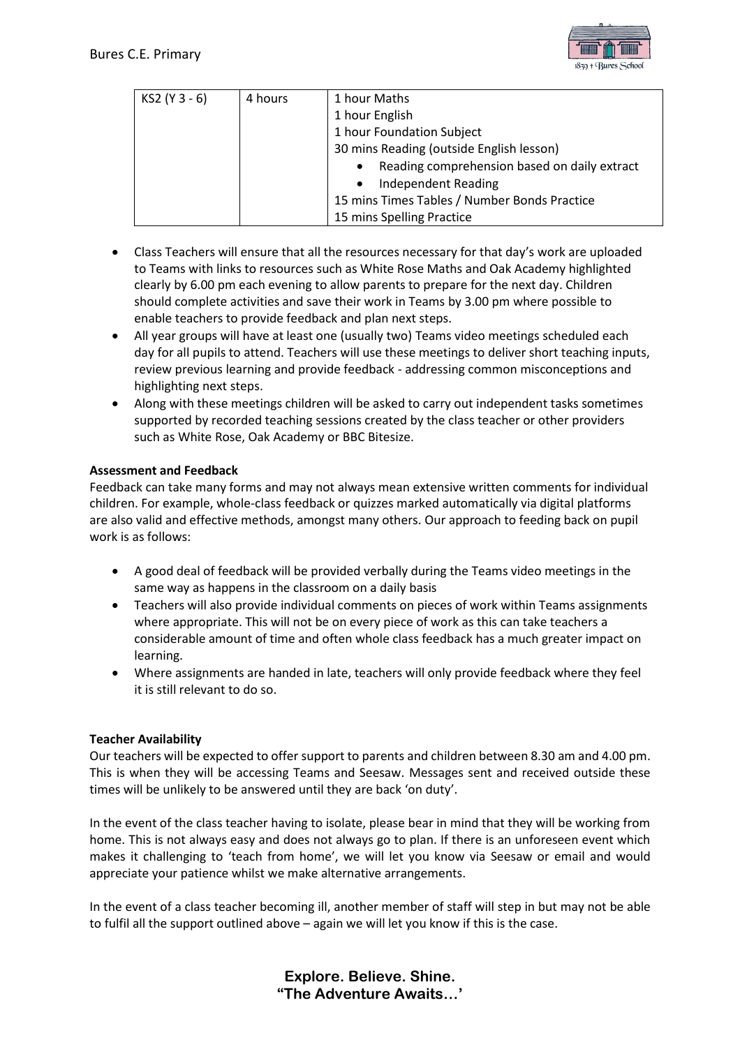| KS2 (Y 3 - 6) | 4 hours | 1 hour Maths<br>1 hour English<br>1 hour Foundation Subject<br>30 mins Reading (outside English lesson)<br>• Reading comprehension based on daily extract<br>• Independent Reading<br>15 mins Times Tables / Number Bonds Practice<br>15 mins Spelling Practice |
|---|---|---|

- Class Teachers will ensure that all the resources necessary for that day's work are uploaded to Teams with links to resources such as White Rose Maths and Oak Academy highlighted clearly by 6.00 pm each evening to allow parents to prepare for the next day. Children should complete activities and save their work in Teams by 3.00 pm where possible to enable teachers to provide feedback and plan next steps.
- All year groups will have at least one (usually two) Teams video meetings scheduled each day for all pupils to attend. Teachers will use these meetings to deliver short teaching inputs, review previous learning and provide feedback - addressing common misconceptions and highlighting next steps.
- Along with these meetings children will be asked to carry out independent tasks sometimes supported by recorded teaching sessions created by the class teacher or other providers such as White Rose, Oak Academy or BBC Bitesize.

**Assessment and Feedback**

Feedback can take many forms and may not always mean extensive written comments for individual children. For example, whole-class feedback or quizzes marked automatically via digital platforms are also valid and effective methods, amongst many others. Our approach to feeding back on pupil work is as follows:

- A good deal of feedback will be provided verbally during the Teams video meetings in the same way as happens in the classroom on a daily basis
- Teachers will also provide individual comments on pieces of work within Teams assignments where appropriate. This will not be on every piece of work as this can take teachers a considerable amount of time and often whole class feedback has a much greater impact on learning.
- Where assignments are handed in late, teachers will only provide feedback where they feel it is still relevant to do so.

**Teacher Availability**

Our teachers will be expected to offer support to parents and children between 8.30 am and 4.00 pm. This is when they will be accessing Teams and Seesaw. Messages sent and received outside these times will be unlikely to be answered until they are back 'on duty'.

In the event of the class teacher having to isolate, please bear in mind that they will be working from home. This is not always easy and does not always go to plan. If there is an unforeseen event which makes it challenging to 'teach from home', we will let you know via Seesaw or email and would appreciate your patience whilst we make alternative arrangements.

In the event of a class teacher becoming ill, another member of staff will step in but may not be able to fulfil all the support outlined above – again we will let you know if this is the case.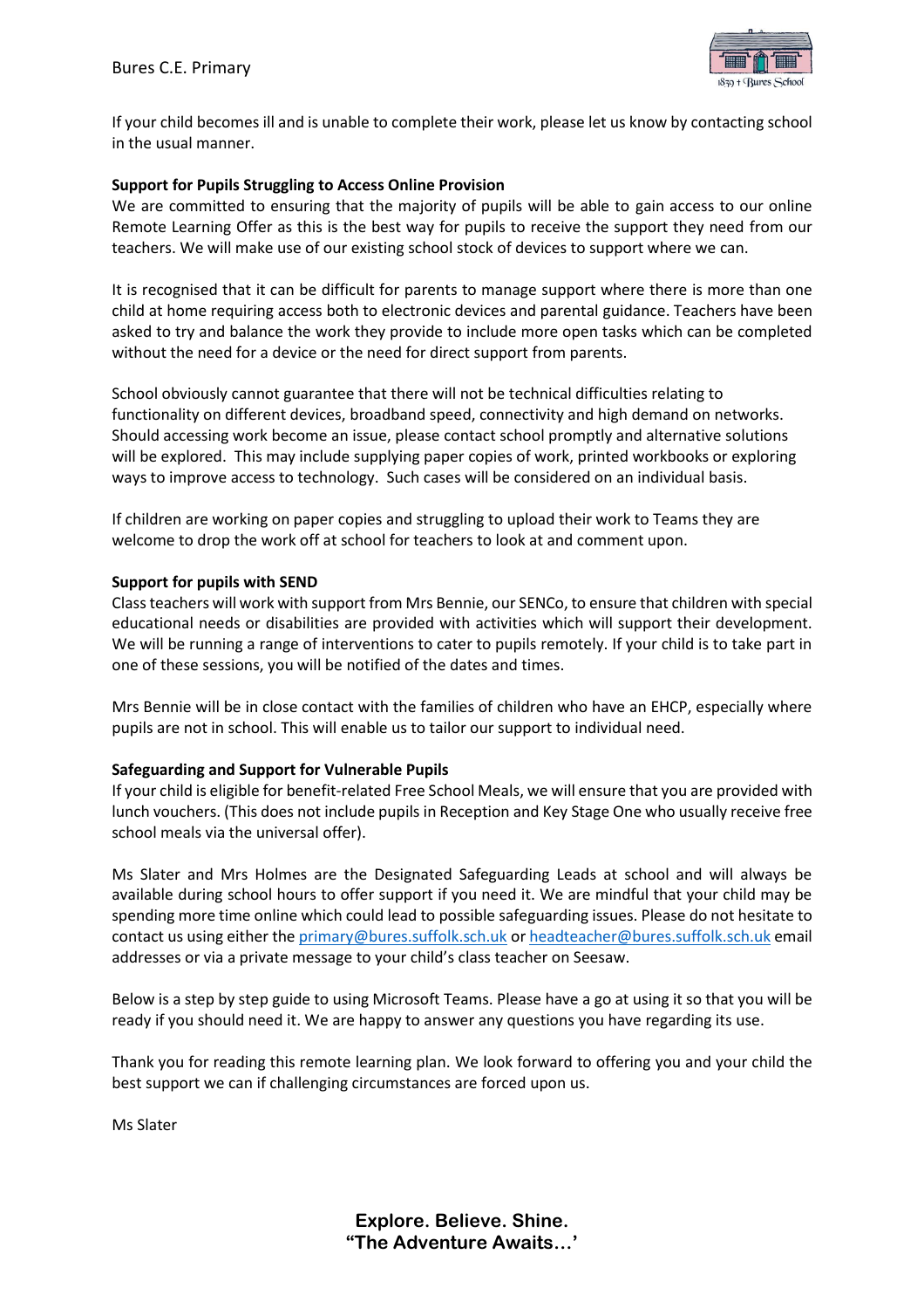If your child becomes ill and is unable to complete their work, please let us know by contacting school in the usual manner.

**Support for Pupils Struggling to Access Online Provision**

We are committed to ensuring that the majority of pupils will be able to gain access to our online Remote Learning Offer as this is the best way for pupils to receive the support they need from our teachers. We will make use of our existing school stock of devices to support where we can.

It is recognised that it can be difficult for parents to manage support where there is more than one child at home requiring access both to electronic devices and parental guidance. Teachers have been asked to try and balance the work they provide to include more open tasks which can be completed without the need for a device or the need for direct support from parents.

School obviously cannot guarantee that there will not be technical difficulties relating to functionality on different devices, broadband speed, connectivity and high demand on networks. Should accessing work become an issue, please contact school promptly and alternative solutions will be explored. This may include supplying paper copies of work, printed workbooks or exploring ways to improve access to technology. Such cases will be considered on an individual basis.

If children are working on paper copies and struggling to upload their work to Teams they are welcome to drop the work off at school for teachers to look at and comment upon.

**Support for pupils with SEND**

Class teachers will work with support from Mrs Bennie, our SENCo, to ensure that children with special educational needs or disabilities are provided with activities which will support their development. We will be running a range of interventions to cater to pupils remotely. If your child is to take part in one of these sessions, you will be notified of the dates and times.

Mrs Bennie will be in close contact with the families of children who have an EHCP, especially where pupils are not in school. This will enable us to tailor our support to individual need.

**Safeguarding and Support for Vulnerable Pupils**

If your child is eligible for benefit-related Free School Meals, we will ensure that you are provided with lunch vouchers. (This does not include pupils in Reception and Key Stage One who usually receive free school meals via the universal offer).

Ms Slater and Mrs Holmes are the Designated Safeguarding Leads at school and will always be available during school hours to offer support if you need it. We are mindful that your child may be spending more time online which could lead to possible safeguarding issues. Please do not hesitate to contact us using either the primary@bures.suffolk.sch.uk or headteacher@bures.suffolk.sch.uk email addresses or via a private message to your child's class teacher on Seesaw.

Below is a step by step guide to using Microsoft Teams. Please have a go at using it so that you will be ready if you should need it. We are happy to answer any questions you have regarding its use.

Thank you for reading this remote learning plan. We look forward to offering you and your child the best support we can if challenging circumstances are forced upon us.

Ms Slater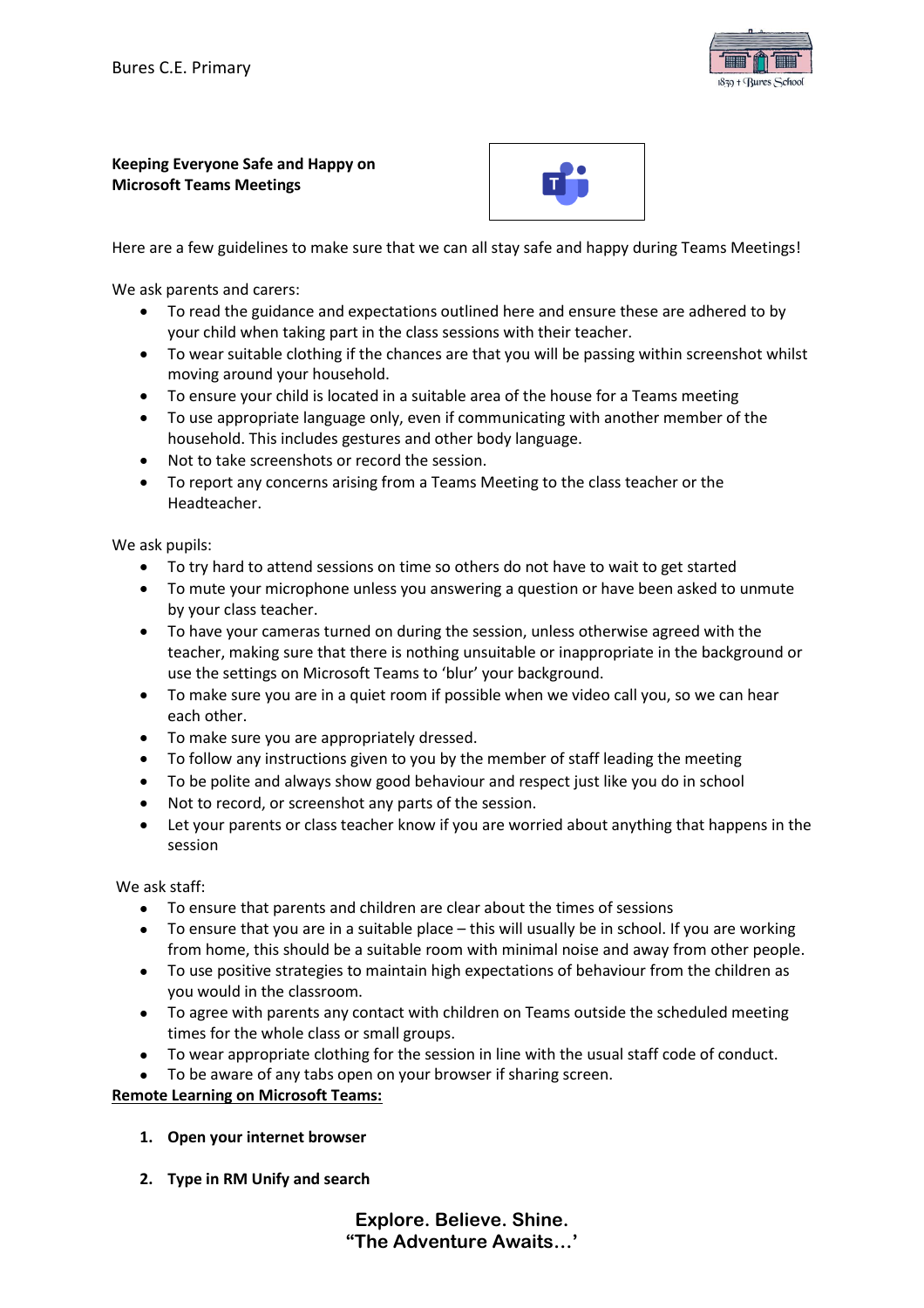**Keeping Everyone Safe and Happy on Microsoft Teams Meetings**

Here are a few guidelines to make sure that we can all stay safe and happy during Teams Meetings!

We ask parents and carers:

- To read the guidance and expectations outlined here and ensure these are adhered to by your child when taking part in the class sessions with their teacher.
- To wear suitable clothing if the chances are that you will be passing within screenshot whilst moving around your household.
- To ensure your child is located in a suitable area of the house for a Teams meeting
- To use appropriate language only, even if communicating with another member of the household. This includes gestures and other body language.
- Not to take screenshots or record the session.
- To report any concerns arising from a Teams Meeting to the class teacher or the Headteacher.

We ask pupils:

- To try hard to attend sessions on time so others do not have to wait to get started
- To mute your microphone unless you answering a question or have been asked to unmute by your class teacher.
- To have your cameras turned on during the session, unless otherwise agreed with the teacher, making sure that there is nothing unsuitable or inappropriate in the background or use the settings on Microsoft Teams to 'blur' your background.
- To make sure you are in a quiet room if possible when we video call you, so we can hear each other.
- To make sure you are appropriately dressed.
- To follow any instructions given to you by the member of staff leading the meeting
- To be polite and always show good behaviour and respect just like you do in school
- Not to record, or screenshot any parts of the session.
- Let your parents or class teacher know if you are worried about anything that happens in the session

We ask staff:

- To ensure that parents and children are clear about the times of sessions
- To ensure that you are in a suitable place – this will usually be in school. If you are working from home, this should be a suitable room with minimal noise and away from other people.
- To use positive strategies to maintain high expectations of behaviour from the children as you would in the classroom.
- To agree with parents any contact with children on Teams outside the scheduled meeting times for the whole class or small groups.
- To wear appropriate clothing for the session in line with the usual staff code of conduct.
- To be aware of any tabs open on your browser if sharing screen.

**Remote Learning on Microsoft Teams:**

1. **Open your internet browser**
2. **Type in RM Unify and search**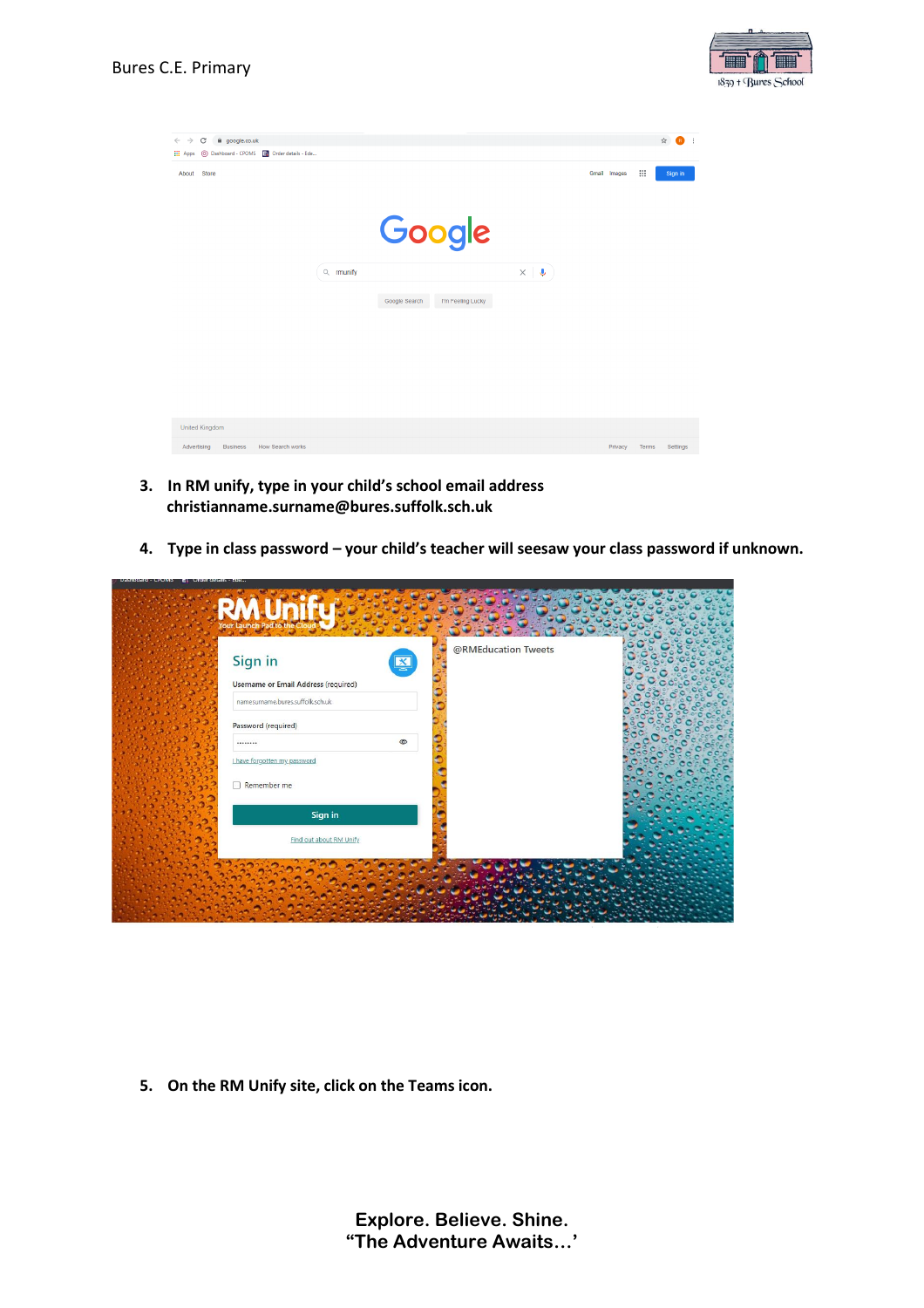3. **In RM unify, type in your child's school email address christianname.surname@bures.suffolk.sch.uk**

4. **Type in class password – your child's teacher will seesaw your class password if unknown.**

5. **On the RM Unify site, click on the Teams icon.**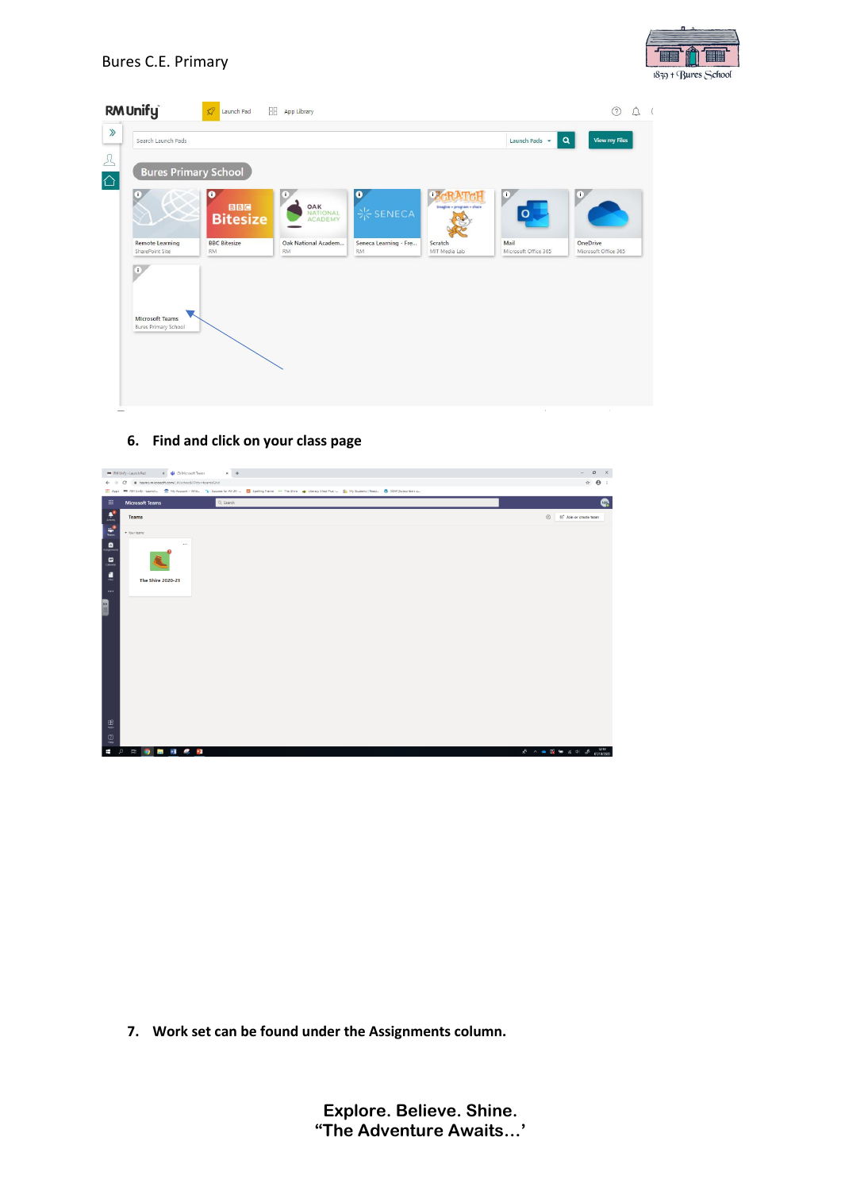6. **Find and click on your class page**

7. **Work set can be found under the Assignments column.**

**Explore. Believe. Shine.**
**"The Adventure Awaits…'**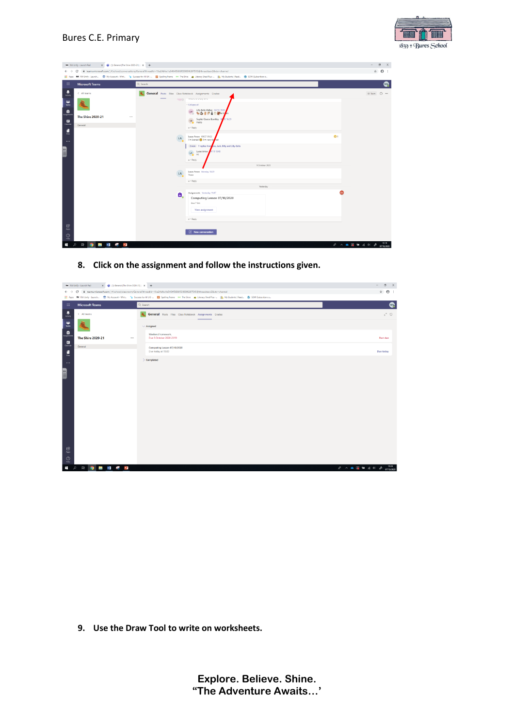8. **Click on the assignment and follow the instructions given.**

9. **Use the Draw Tool to write on worksheets.**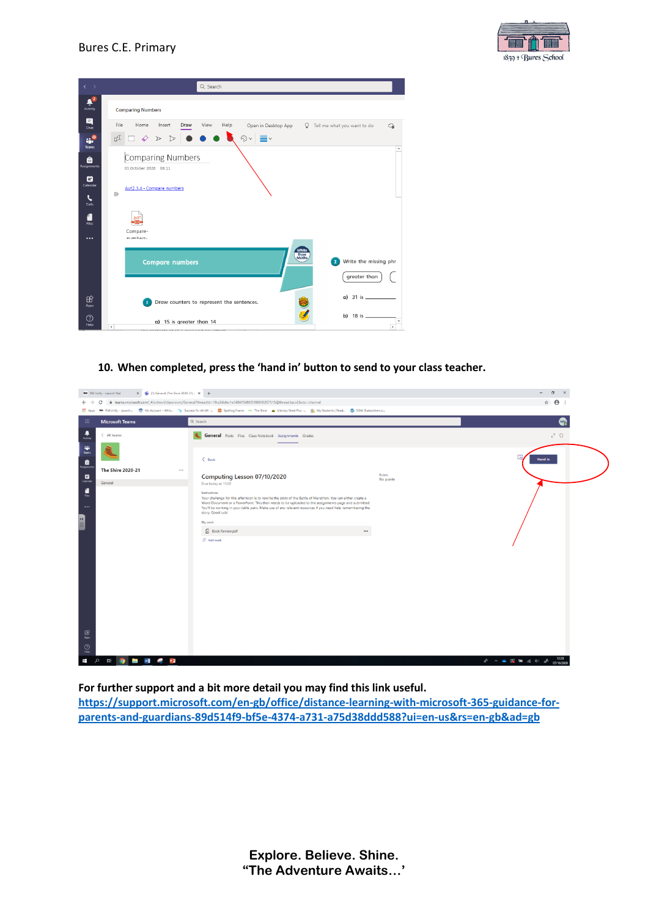10. When completed, press the ‘hand in’ button to send to your class teacher.

For further support and a bit more detail you may find this link useful.
https://support.microsoft.com/en-gb/office/distance-learning-with-microsoft-365-guidance-for-parents-and-guardians-89d514f9-bf5e-4374-a731-a75d38ddd588?ui=en-us&rs=en-gb&ad=gb

Explore. Believe. Shine.
“The Adventure Awaits…’